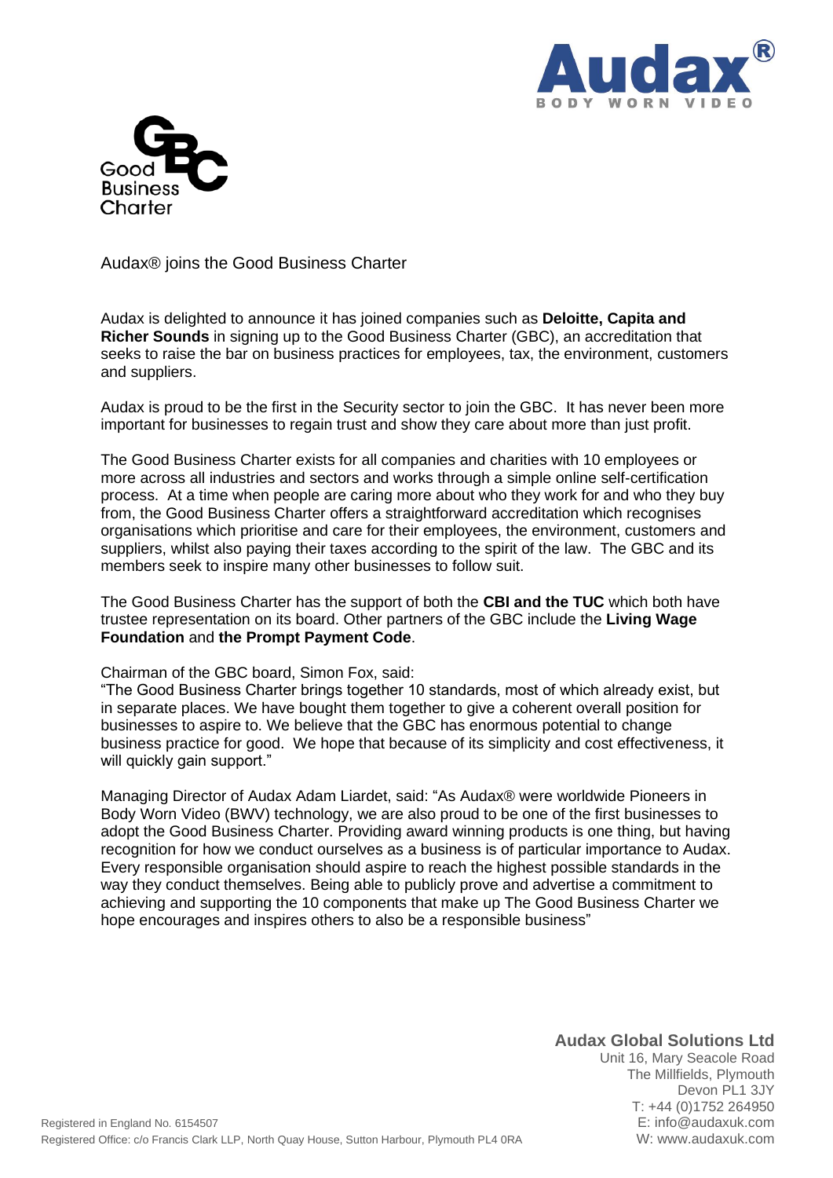# Audax® joins the Good Business Charter

Audax is delighted to announce it has joined companies such as **Deloitte, Capita and Richer Sounds** in signing up to the Good Business Charter (GBC), an accreditation that seeks to raise the bar on business practices for employees, tax, the environment, customers and suppliers.

Audax is proud to be the first in the Security sector to join the GBC. It has never been more important for businesses to regain trust and show they care about more than just profit.

The Good Business Charter exists for all companies and charities with 10 employees or more across all industries and sectors and works through a simple online self-certification process. At a time when people are caring more about who they work for and who they buy from, the Good Business Charter offers a straightforward accreditation which recognises organisations which prioritise and care for their employees, the environment, customers and suppliers, whilst also paying their taxes according to the spirit of the law. The GBC and its members seek to inspire many other businesses to follow suit.

The Good Business Charter has the support of both the **CBI and the TUC** which both have trustee representation on its board. Other partners of the GBC include the **Living Wage Foundation** and **the Prompt Payment Code**.

Chairman of the GBC board, Simon Fox, said:
"The Good Business Charter brings together 10 standards, most of which already exist, but in separate places. We have bought them together to give a coherent overall position for businesses to aspire to. We believe that the GBC has enormous potential to change business practice for good. We hope that because of its simplicity and cost effectiveness, it will quickly gain support."

Managing Director of Audax Adam Liardet, said: "As Audax® were worldwide Pioneers in Body Worn Video (BWV) technology, we are also proud to be one of the first businesses to adopt the Good Business Charter. Providing award winning products is one thing, but having recognition for how we conduct ourselves as a business is of particular importance to Audax. Every responsible organisation should aspire to reach the highest possible standards in the way they conduct themselves. Being able to publicly prove and advertise a commitment to achieving and supporting the 10 components that make up The Good Business Charter we hope encourages and inspires others to also be a responsible business"

**Audax Global Solutions Ltd**
Unit 16, Mary Seacole Road
The Millfields, Plymouth
Devon PL1 3JY
T: +44 (0)1752 264950
E: info@audaxuk.com
W: www.audaxuk.com

Registered in England No. 6154507
Registered Office: c/o Francis Clark LLP, North Quay House, Sutton Harbour, Plymouth PL4 0RA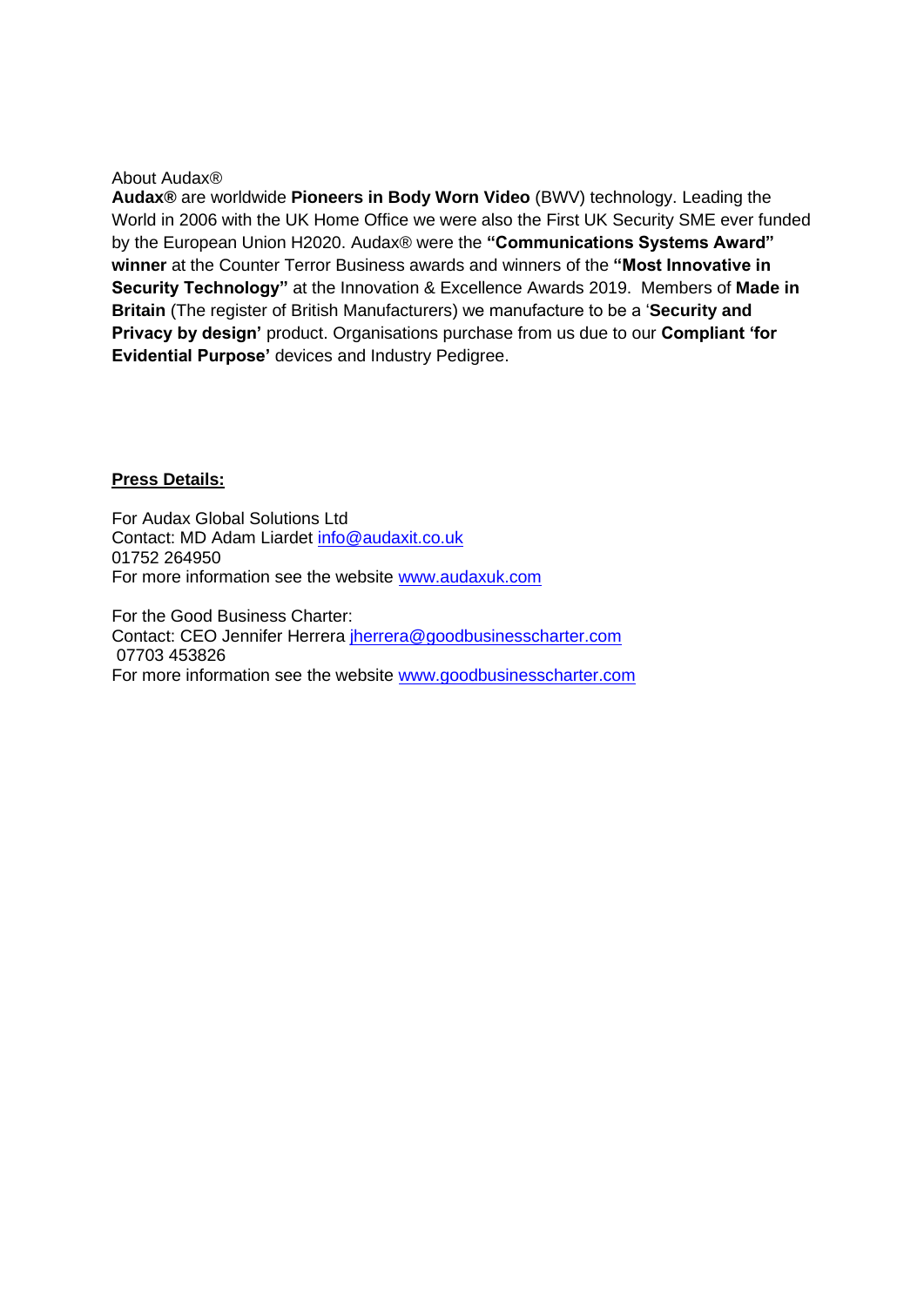About Audax®

**Audax®** are worldwide **Pioneers in Body Worn Video** (BWV) technology. Leading the World in 2006 with the UK Home Office we were also the First UK Security SME ever funded by the European Union H2020. Audax® were the **"Communications Systems Award" winner** at the Counter Terror Business awards and winners of the **"Most Innovative in Security Technology"** at the Innovation & Excellence Awards 2019. Members of **Made in Britain** (The register of British Manufacturers) we manufacture to be a '**Security and Privacy by design'** product. Organisations purchase from us due to our **Compliant 'for Evidential Purpose'** devices and Industry Pedigree.

**Press Details:**

For Audax Global Solutions Ltd
Contact: MD Adam Liardet info@audaxit.co.uk
01752 264950
For more information see the website www.audaxuk.com

For the Good Business Charter:
Contact: CEO Jennifer Herrera jherrera@goodbusinesscharter.com
07703 453826
For more information see the website www.goodbusinesscharter.com